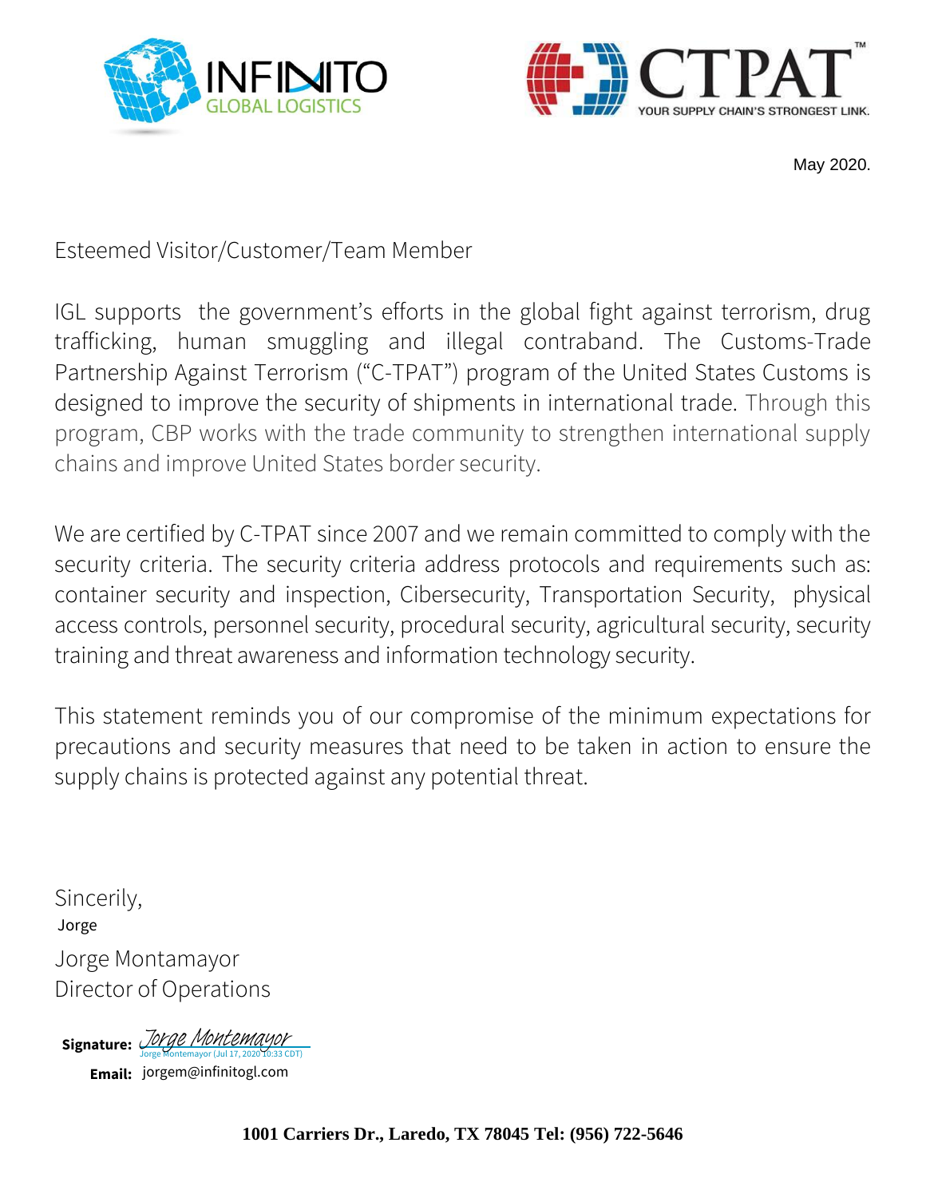May 2020.

Esteemed Visitor/Customer/Team Member

IGL supports the government's efforts in the global fight against terrorism, drug trafficking, human smuggling and illegal contraband. The Customs-Trade Partnership Against Terrorism ("C-TPAT") program of the United States Customs is designed to improve the security of shipments in international trade. Through this program, CBP works with the trade community to strengthen international supply chains and improve United States border security.

We are certified by C-TPAT since 2007 and we remain committed to comply with the security criteria. The security criteria address protocols and requirements such as: container security and inspection, Cibersecurity, Transportation Security, physical access controls, personnel security, procedural security, agricultural security, security training and threat awareness and information technology security.

This statement reminds you of our compromise of the minimum expectations for precautions and security measures that need to be taken in action to ensure the supply chains is protected against any potential threat.

Sincerily,
Jorge
Jorge Montamayor
Director of Operations

**Signature:** Jorge Montemayor
Jorge Montemayor (Jul 17, 2020 10:33 CDT)

**Email:** jorgem@infinitogl.com

**1001 Carriers Dr., Laredo, TX 78045 Tel: (956) 722-5646**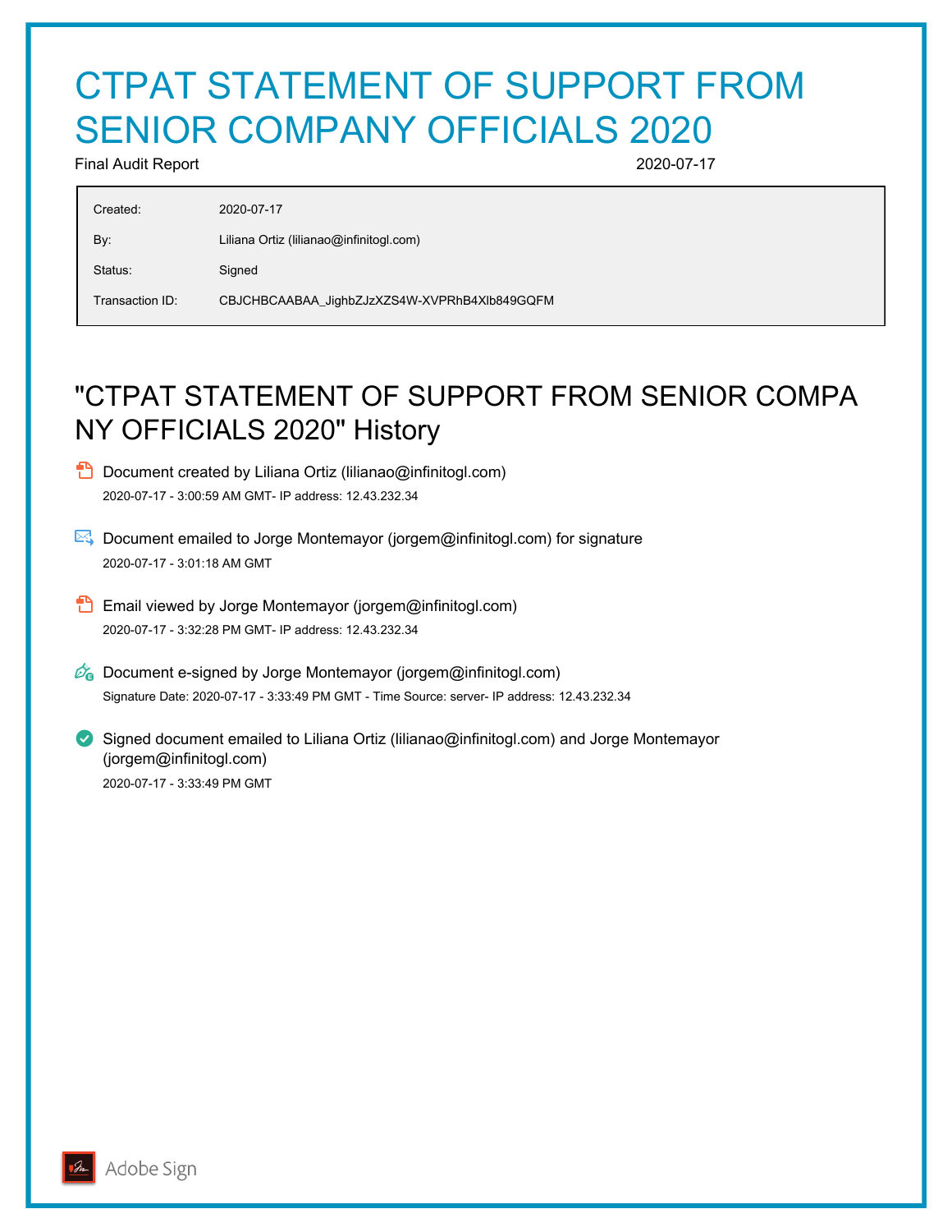# CTPAT STATEMENT OF SUPPORT FROM SENIOR COMPANY OFFICIALS 2020

Final Audit Report 2020-07-17

| | |
|---|---|
| Created: | 2020-07-17 |
| By: | Liliana Ortiz (lilianao@infinitogl.com) |
| Status: | Signed |
| Transaction ID: | CBJCHBCAABAA_JighbZJzXZS4W-XVPRhB4Xlb849GQFM |

## "CTPAT STATEMENT OF SUPPORT FROM SENIOR COMPANY OFFICIALS 2020" History

Document created by Liliana Ortiz (lilianao@infinitogl.com)
2020-07-17 - 3:00:59 AM GMT- IP address: 12.43.232.34

Document emailed to Jorge Montemayor (jorgem@infinitogl.com) for signature
2020-07-17 - 3:01:18 AM GMT

Email viewed by Jorge Montemayor (jorgem@infinitogl.com)
2020-07-17 - 3:32:28 PM GMT- IP address: 12.43.232.34

Document e-signed by Jorge Montemayor (jorgem@infinitogl.com)
Signature Date: 2020-07-17 - 3:33:49 PM GMT - Time Source: server- IP address: 12.43.232.34

Signed document emailed to Liliana Ortiz (lilianao@infinitogl.com) and Jorge Montemayor (jorgem@infinitogl.com)
2020-07-17 - 3:33:49 PM GMT

Adobe Sign